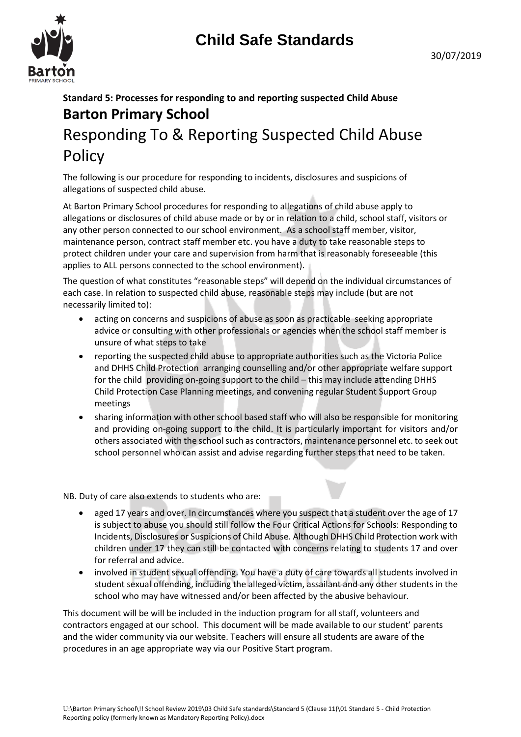# Child Safe Standards

30/07/2019

**Standard 5: Processes for responding to and reporting suspected Child Abuse**

## Barton Primary School

# Responding To & Reporting Suspected Child Abuse Policy

The following is our procedure for responding to incidents, disclosures and suspicions of allegations of suspected child abuse.

At Barton Primary School procedures for responding to allegations of child abuse apply to allegations or disclosures of child abuse made or by or in relation to a child, school staff, visitors or any other person connected to our school environment. As a school staff member, visitor, maintenance person, contract staff member etc. you have a duty to take reasonable steps to protect children under your care and supervision from harm that is reasonably foreseeable (this applies to ALL persons connected to the school environment).

The question of what constitutes "reasonable steps" will depend on the individual circumstances of each case. In relation to suspected child abuse, reasonable steps may include (but are not necessarily limited to):

- acting on concerns and suspicions of abuse as soon as practicable seeking appropriate advice or consulting with other professionals or agencies when the school staff member is unsure of what steps to take
- reporting the suspected child abuse to appropriate authorities such as the Victoria Police and DHHS Child Protection arranging counselling and/or other appropriate welfare support for the child providing on-going support to the child – this may include attending DHHS Child Protection Case Planning meetings, and convening regular Student Support Group meetings
- sharing information with other school based staff who will also be responsible for monitoring and providing on-going support to the child. It is particularly important for visitors and/or others associated with the school such as contractors, maintenance personnel etc. to seek out school personnel who can assist and advise regarding further steps that need to be taken.

NB. Duty of care also extends to students who are:

- aged 17 years and over. In circumstances where you suspect that a student over the age of 17 is subject to abuse you should still follow the Four Critical Actions for Schools: Responding to Incidents, Disclosures or Suspicions of Child Abuse. Although DHHS Child Protection work with children under 17 they can still be contacted with concerns relating to students 17 and over for referral and advice.
- involved in student sexual offending. You have a duty of care towards all students involved in student sexual offending, including the alleged victim, assailant and any other students in the school who may have witnessed and/or been affected by the abusive behaviour.

This document will be will be included in the induction program for all staff, volunteers and contractors engaged at our school. This document will be made available to our student' parents and the wider community via our website. Teachers will ensure all students are aware of the procedures in an age appropriate way via our Positive Start program.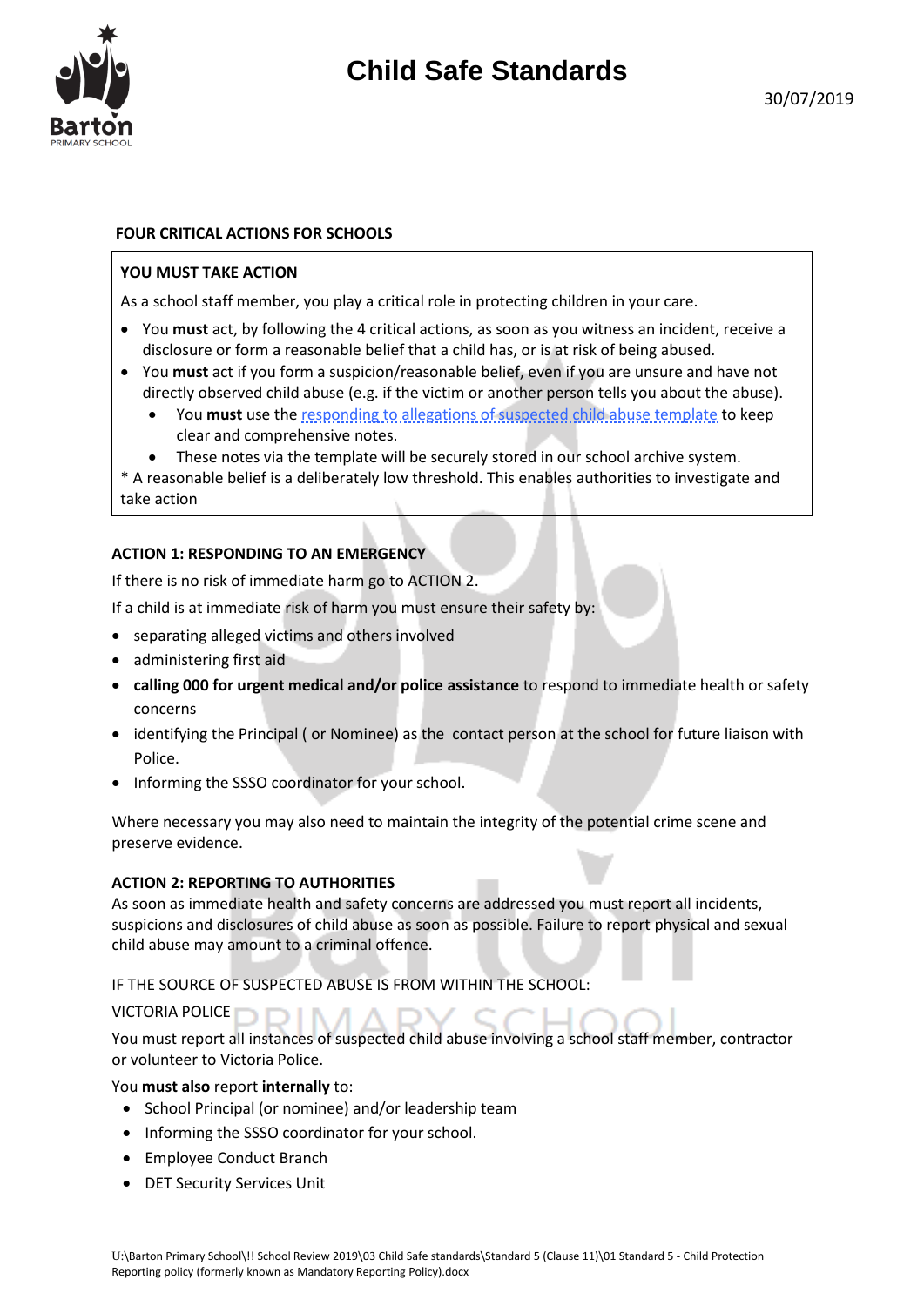**FOUR CRITICAL ACTIONS FOR SCHOOLS**

**YOU MUST TAKE ACTION**

As a school staff member, you play a critical role in protecting children in your care.

- You **must** act, by following the 4 critical actions, as soon as you witness an incident, receive a disclosure or form a reasonable belief that a child has, or is at risk of being abused.
- You **must** act if you form a suspicion/reasonable belief, even if you are unsure and have not directly observed child abuse (e.g. if the victim or another person tells you about the abuse).
  - You **must** use the responding to allegations of suspected child abuse template to keep clear and comprehensive notes.
  - These notes via the template will be securely stored in our school archive system.

* A reasonable belief is a deliberately low threshold. This enables authorities to investigate and take action

**ACTION 1: RESPONDING TO AN EMERGENCY**

If there is no risk of immediate harm go to ACTION 2.

If a child is at immediate risk of harm you must ensure their safety by:

- separating alleged victims and others involved
- administering first aid
- **calling 000 for urgent medical and/or police assistance** to respond to immediate health or safety concerns
- identifying the Principal ( or Nominee) as the contact person at the school for future liaison with Police.
- Informing the SSSO coordinator for your school.

Where necessary you may also need to maintain the integrity of the potential crime scene and preserve evidence.

**ACTION 2: REPORTING TO AUTHORITIES**

As soon as immediate health and safety concerns are addressed you must report all incidents, suspicions and disclosures of child abuse as soon as possible. Failure to report physical and sexual child abuse may amount to a criminal offence.

IF THE SOURCE OF SUSPECTED ABUSE IS FROM WITHIN THE SCHOOL:

VICTORIA POLICE

You must report all instances of suspected child abuse involving a school staff member, contractor or volunteer to Victoria Police.

You **must also** report **internally** to:

- School Principal (or nominee) and/or leadership team
- Informing the SSSO coordinator for your school.
- Employee Conduct Branch
- DET Security Services Unit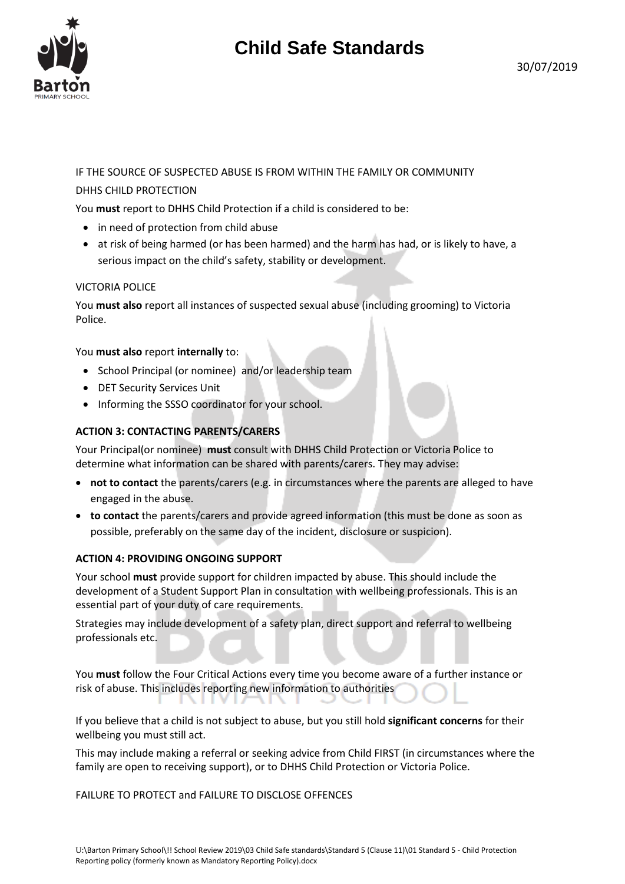IF THE SOURCE OF SUSPECTED ABUSE IS FROM WITHIN THE FAMILY OR COMMUNITY

DHHS CHILD PROTECTION

You **must** report to DHHS Child Protection if a child is considered to be:

- in need of protection from child abuse
- at risk of being harmed (or has been harmed) and the harm has had, or is likely to have, a serious impact on the child's safety, stability or development.

VICTORIA POLICE

You **must also** report all instances of suspected sexual abuse (including grooming) to Victoria Police.

You **must also** report **internally** to:

- School Principal (or nominee) and/or leadership team
- DET Security Services Unit
- Informing the SSSO coordinator for your school.

**ACTION 3: CONTACTING PARENTS/CARERS**

Your Principal(or nominee) **must** consult with DHHS Child Protection or Victoria Police to determine what information can be shared with parents/carers. They may advise:

- **not to contact** the parents/carers (e.g. in circumstances where the parents are alleged to have engaged in the abuse.
- **to contact** the parents/carers and provide agreed information (this must be done as soon as possible, preferably on the same day of the incident, disclosure or suspicion).

**ACTION 4: PROVIDING ONGOING SUPPORT**

Your school **must** provide support for children impacted by abuse. This should include the development of a Student Support Plan in consultation with wellbeing professionals. This is an essential part of your duty of care requirements.

Strategies may include development of a safety plan, direct support and referral to wellbeing professionals etc.

You **must** follow the Four Critical Actions every time you become aware of a further instance or risk of abuse. This includes reporting new information to authorities

If you believe that a child is not subject to abuse, but you still hold **significant concerns** for their wellbeing you must still act.

This may include making a referral or seeking advice from Child FIRST (in circumstances where the family are open to receiving support), or to DHHS Child Protection or Victoria Police.

FAILURE TO PROTECT and FAILURE TO DISCLOSE OFFENCES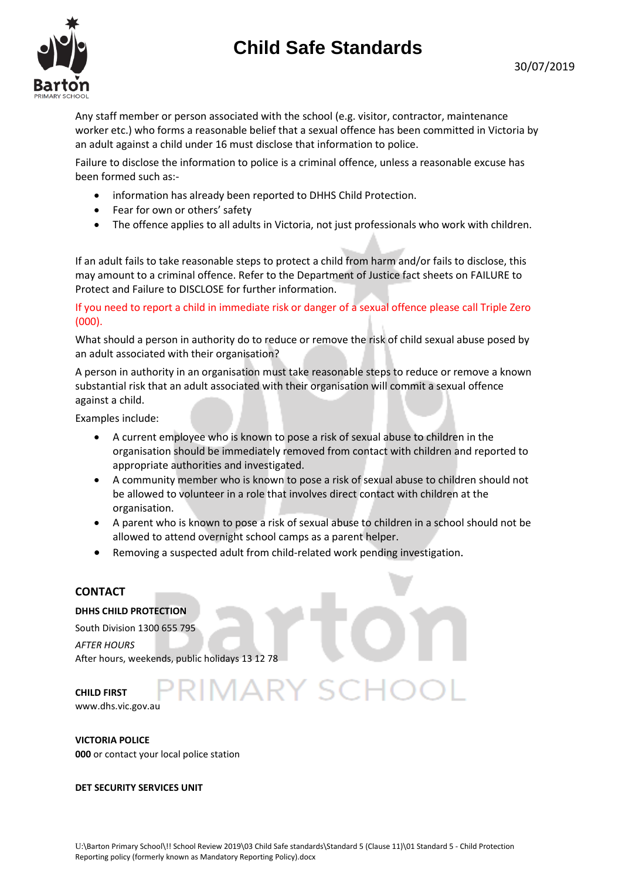Any staff member or person associated with the school (e.g. visitor, contractor, maintenance worker etc.) who forms a reasonable belief that a sexual offence has been committed in Victoria by an adult against a child under 16 must disclose that information to police.

Failure to disclose the information to police is a criminal offence, unless a reasonable excuse has been formed such as:-

- information has already been reported to DHHS Child Protection.
- Fear for own or others' safety
- The offence applies to all adults in Victoria, not just professionals who work with children.

If an adult fails to take reasonable steps to protect a child from harm and/or fails to disclose, this may amount to a criminal offence. Refer to the Department of Justice fact sheets on FAILURE to Protect and Failure to DISCLOSE for further information.

If you need to report a child in immediate risk or danger of a sexual offence please call Triple Zero (000).

What should a person in authority do to reduce or remove the risk of child sexual abuse posed by an adult associated with their organisation?

A person in authority in an organisation must take reasonable steps to reduce or remove a known substantial risk that an adult associated with their organisation will commit a sexual offence against a child.

Examples include:

- A current employee who is known to pose a risk of sexual abuse to children in the organisation should be immediately removed from contact with children and reported to appropriate authorities and investigated.
- A community member who is known to pose a risk of sexual abuse to children should not be allowed to volunteer in a role that involves direct contact with children at the organisation.
- A parent who is known to pose a risk of sexual abuse to children in a school should not be allowed to attend overnight school camps as a parent helper.
- Removing a suspected adult from child-related work pending investigation.

## CONTACT

**DHHS CHILD PROTECTION**

South Division 1300 655 795

*AFTER HOURS*
After hours, weekends, public holidays 13 12 78

**CHILD FIRST**
www.dhs.vic.gov.au

**VICTORIA POLICE**
**000** or contact your local police station

**DET SECURITY SERVICES UNIT**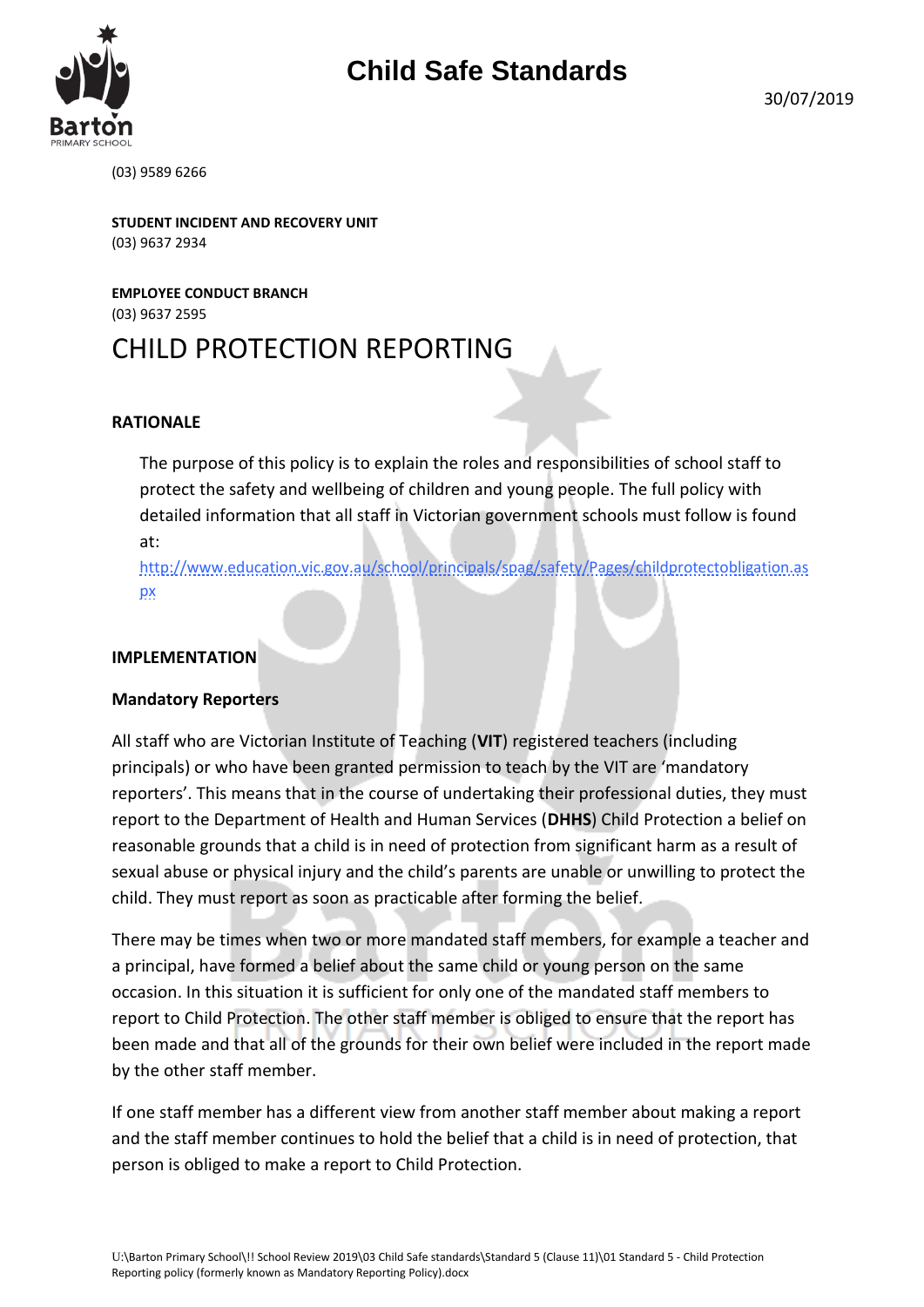(03) 9589 6266

**STUDENT INCIDENT AND RECOVERY UNIT**
(03) 9637 2934

**EMPLOYEE CONDUCT BRANCH**
(03) 9637 2595

# CHILD PROTECTION REPORTING

**RATIONALE**

The purpose of this policy is to explain the roles and responsibilities of school staff to protect the safety and wellbeing of children and young people. The full policy with detailed information that all staff in Victorian government schools must follow is found at:
http://www.education.vic.gov.au/school/principals/spag/safety/Pages/childprotectobligation.aspx

**IMPLEMENTATION**

**Mandatory Reporters**

All staff who are Victorian Institute of Teaching (**VIT**) registered teachers (including principals) or who have been granted permission to teach by the VIT are 'mandatory reporters'. This means that in the course of undertaking their professional duties, they must report to the Department of Health and Human Services (**DHHS**) Child Protection a belief on reasonable grounds that a child is in need of protection from significant harm as a result of sexual abuse or physical injury and the child's parents are unable or unwilling to protect the child. They must report as soon as practicable after forming the belief.

There may be times when two or more mandated staff members, for example a teacher and a principal, have formed a belief about the same child or young person on the same occasion. In this situation it is sufficient for only one of the mandated staff members to report to Child Protection. The other staff member is obliged to ensure that the report has been made and that all of the grounds for their own belief were included in the report made by the other staff member.

If one staff member has a different view from another staff member about making a report and the staff member continues to hold the belief that a child is in need of protection, that person is obliged to make a report to Child Protection.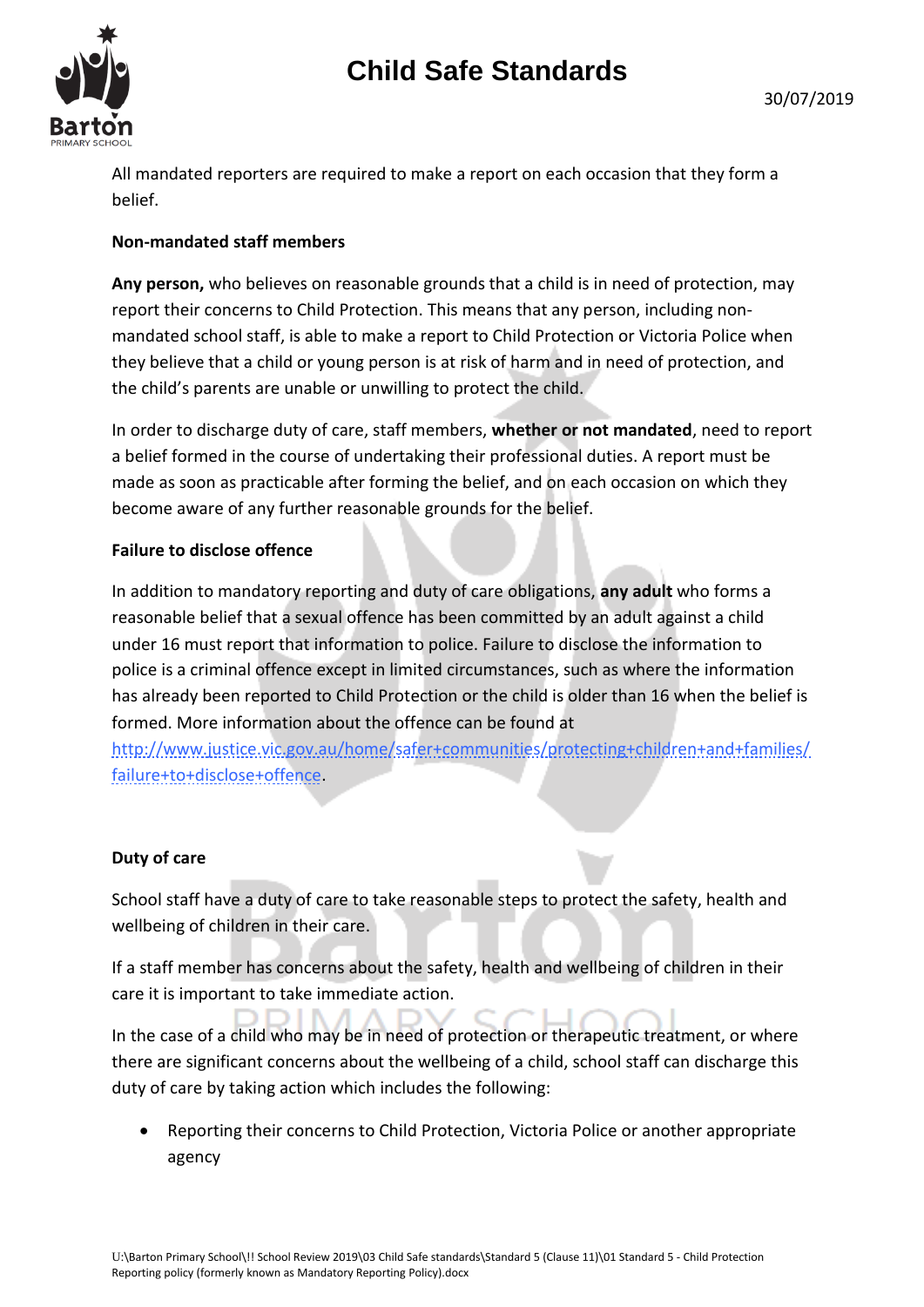All mandated reporters are required to make a report on each occasion that they form a belief.

**Non-mandated staff members**

**Any person,** who believes on reasonable grounds that a child is in need of protection, may report their concerns to Child Protection. This means that any person, including non-mandated school staff, is able to make a report to Child Protection or Victoria Police when they believe that a child or young person is at risk of harm and in need of protection, and the child's parents are unable or unwilling to protect the child.

In order to discharge duty of care, staff members, **whether or not mandated**, need to report a belief formed in the course of undertaking their professional duties. A report must be made as soon as practicable after forming the belief, and on each occasion on which they become aware of any further reasonable grounds for the belief.

**Failure to disclose offence**

In addition to mandatory reporting and duty of care obligations, **any adult** who forms a reasonable belief that a sexual offence has been committed by an adult against a child under 16 must report that information to police. Failure to disclose the information to police is a criminal offence except in limited circumstances, such as where the information has already been reported to Child Protection or the child is older than 16 when the belief is formed. More information about the offence can be found at http://www.justice.vic.gov.au/home/safer+communities/protecting+children+and+families/failure+to+disclose+offence.

**Duty of care**

School staff have a duty of care to take reasonable steps to protect the safety, health and wellbeing of children in their care.

If a staff member has concerns about the safety, health and wellbeing of children in their care it is important to take immediate action.

In the case of a child who may be in need of protection or therapeutic treatment, or where there are significant concerns about the wellbeing of a child, school staff can discharge this duty of care by taking action which includes the following:

- Reporting their concerns to Child Protection, Victoria Police or another appropriate agency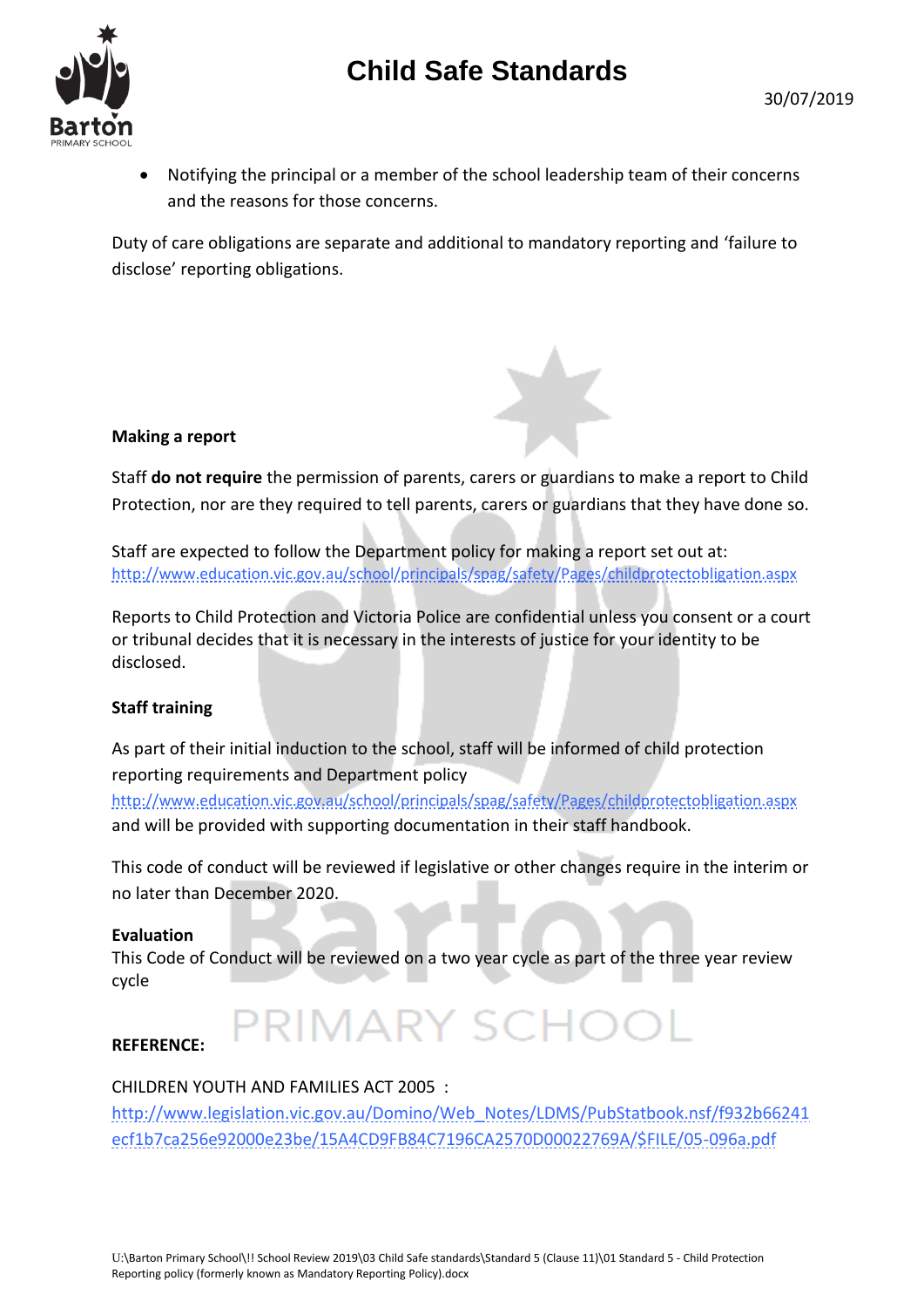- Notifying the principal or a member of the school leadership team of their concerns and the reasons for those concerns.

Duty of care obligations are separate and additional to mandatory reporting and 'failure to disclose' reporting obligations.

**Making a report**

Staff **do not require** the permission of parents, carers or guardians to make a report to Child Protection, nor are they required to tell parents, carers or guardians that they have done so.

Staff are expected to follow the Department policy for making a report set out at: http://www.education.vic.gov.au/school/principals/spag/safety/Pages/childprotectobligation.aspx

Reports to Child Protection and Victoria Police are confidential unless you consent or a court or tribunal decides that it is necessary in the interests of justice for your identity to be disclosed.

**Staff training**

As part of their initial induction to the school, staff will be informed of child protection reporting requirements and Department policy http://www.education.vic.gov.au/school/principals/spag/safety/Pages/childprotectobligation.aspx and will be provided with supporting documentation in their staff handbook.

This code of conduct will be reviewed if legislative or other changes require in the interim or no later than December 2020.

**Evaluation**
This Code of Conduct will be reviewed on a two year cycle as part of the three year review cycle

**REFERENCE:**

CHILDREN YOUTH AND FAMILIES ACT 2005 :
http://www.legislation.vic.gov.au/Domino/Web_Notes/LDMS/PubStatbook.nsf/f932b66241ecf1b7ca256e92000e23be/15A4CD9FB84C7196CA2570D00022769A/$FILE/05-096a.pdf